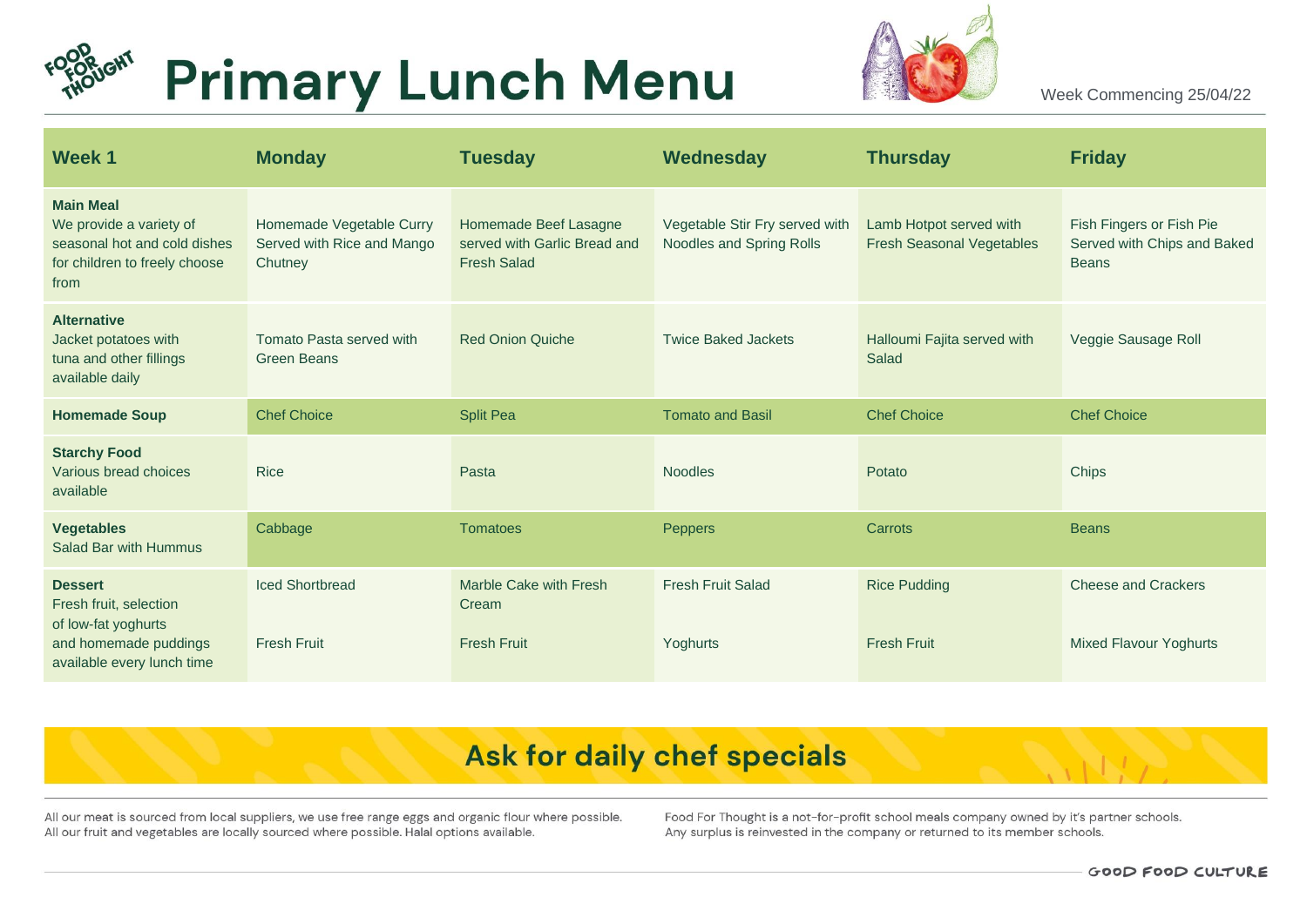# Primary Lunch Menu

Week Commencing 25/04/22

| Week 1 | Monday | Tuesday | Wednesday | Thursday | Friday |
|---|---|---|---|---|---|
| **Main Meal** We provide a variety of seasonal hot and cold dishes for children to freely choose from | Homemade Vegetable Curry Served with Rice and Mango Chutney | Homemade Beef Lasagne served with Garlic Bread and Fresh Salad | Vegetable Stir Fry served with Noodles and Spring Rolls | Lamb Hotpot served with Fresh Seasonal Vegetables | Fish Fingers or Fish Pie Served with Chips and Baked Beans |
| **Alternative** Jacket potatoes with tuna and other fillings available daily | Tomato Pasta served with Green Beans | Red Onion Quiche | Twice Baked Jackets | Halloumi Fajita served with Salad | Veggie Sausage Roll |
| **Homemade Soup** | Chef Choice | Split Pea | Tomato and Basil | Chef Choice | Chef Choice |
| **Starchy Food** Various bread choices available | Rice | Pasta | Noodles | Potato | Chips |
| **Vegetables** Salad Bar with Hummus | Cabbage | Tomatoes | Peppers | Carrots | Beans |
| **Dessert** Fresh fruit, selection of low-fat yoghurts and homemade puddings available every lunch time | Iced Shortbread<br><br>Fresh Fruit | Marble Cake with Fresh Cream<br><br>Fresh Fruit | Fresh Fruit Salad<br><br>Yoghurts | Rice Pudding<br><br>Fresh Fruit | Cheese and Crackers<br><br>Mixed Flavour Yoghurts |

## Ask for daily chef specials

All our meat is sourced from local suppliers, we use free range eggs and organic flour where possible. All our fruit and vegetables are locally sourced where possible. Halal options available.

Food For Thought is a not-for-profit school meals company owned by it's partner schools. Any surplus is reinvested in the company or returned to its member schools.

GOOD FOOD CULTURE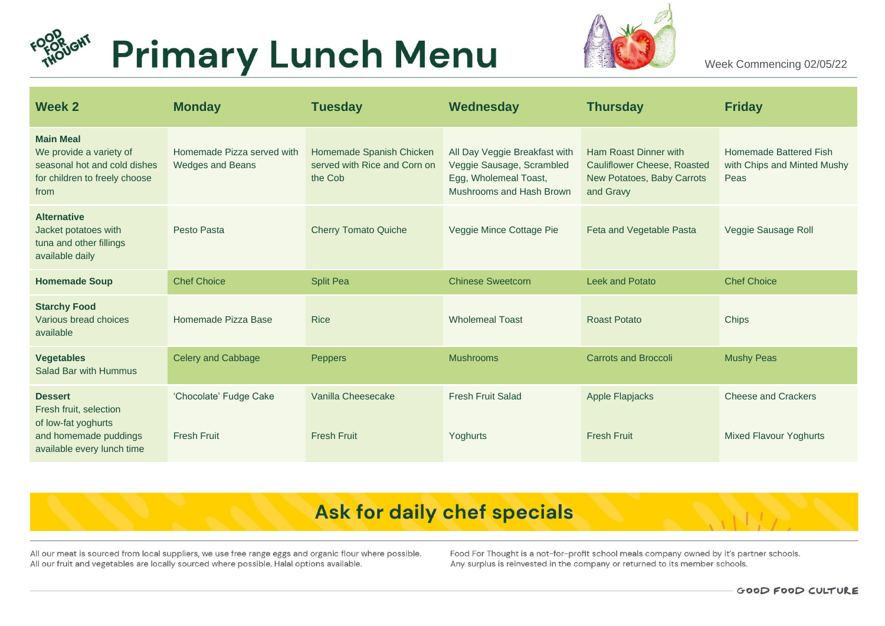FOOD FOR THOUGHT

# Primary Lunch Menu

Week Commencing 02/05/22

| Week 2 | Monday | Tuesday | Wednesday | Thursday | Friday |
|---|---|---|---|---|---|
| **Main Meal** We provide a variety of seasonal hot and cold dishes for children to freely choose from | Homemade Pizza served with Wedges and Beans | Homemade Spanish Chicken served with Rice and Corn on the Cob | All Day Veggie Breakfast with Veggie Sausage, Scrambled Egg, Wholemeal Toast, Mushrooms and Hash Brown | Ham Roast Dinner with Cauliflower Cheese, Roasted New Potatoes, Baby Carrots and Gravy | Homemade Battered Fish with Chips and Minted Mushy Peas |
| **Alternative** Jacket potatoes with tuna and other fillings available daily | Pesto Pasta | Cherry Tomato Quiche | Veggie Mince Cottage Pie | Feta and Vegetable Pasta | Veggie Sausage Roll |
| **Homemade Soup** | Chef Choice | Split Pea | Chinese Sweetcorn | Leek and Potato | Chef Choice |
| **Starchy Food** Various bread choices available | Homemade Pizza Base | Rice | Wholemeal Toast | Roast Potato | Chips |
| **Vegetables** Salad Bar with Hummus | Celery and Cabbage | Peppers | Mushrooms | Carrots and Broccoli | Mushy Peas |
| **Dessert** Fresh fruit, selection of low-fat yoghurts and homemade puddings available every lunch time | 'Chocolate' Fudge Cake<br><br>Fresh Fruit | Vanilla Cheesecake<br><br>Fresh Fruit | Fresh Fruit Salad<br><br>Yoghurts | Apple Flapjacks<br><br>Fresh Fruit | Cheese and Crackers<br><br>Mixed Flavour Yoghurts |

## Ask for daily chef specials

All our meat is sourced from local suppliers, we use free range eggs and organic flour where possible. All our fruit and vegetables are locally sourced where possible. Halal options available.

Food For Thought is a not-for-profit school meals company owned by it's partner schools. Any surplus is reinvested in the company or returned to its member schools.

GOOD FOOD CULTURE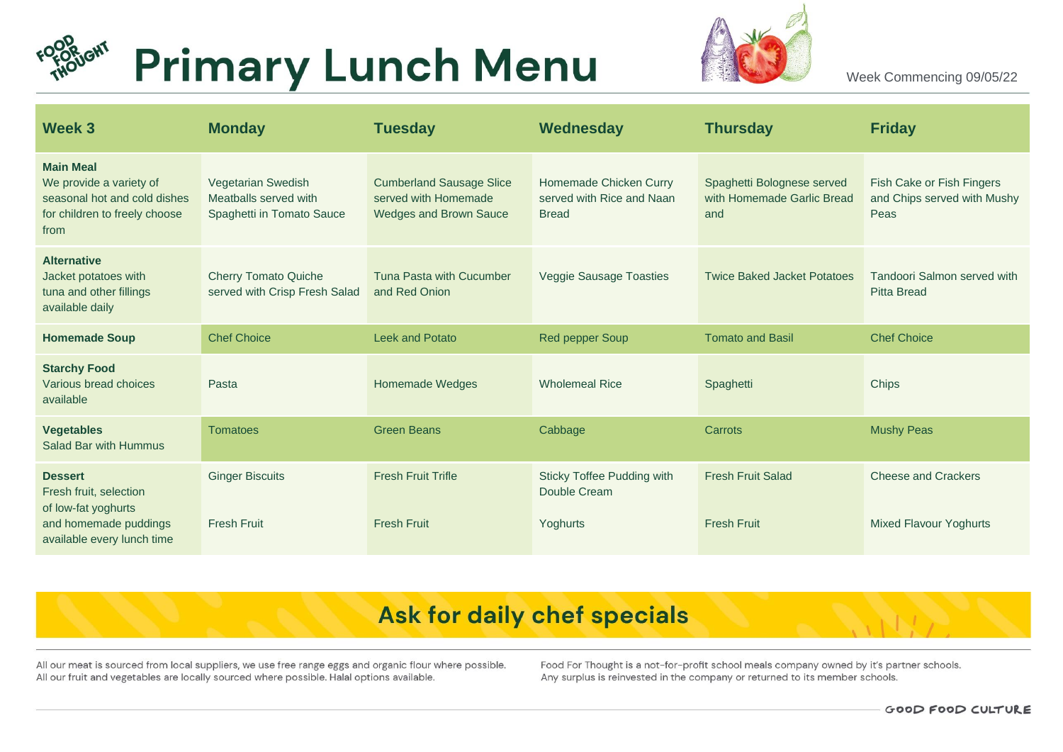# Primary Lunch Menu

Week Commencing 09/05/22

| Week 3 | Monday | Tuesday | Wednesday | Thursday | Friday |
|---|---|---|---|---|---|
| **Main Meal** We provide a variety of seasonal hot and cold dishes for children to freely choose from | Vegetarian Swedish Meatballs served with Spaghetti in Tomato Sauce | Cumberland Sausage Slice served with Homemade Wedges and Brown Sauce | Homemade Chicken Curry served with Rice and Naan Bread | Spaghetti Bolognese served with Homemade Garlic Bread and | Fish Cake or Fish Fingers and Chips served with Mushy Peas |
| **Alternative** Jacket potatoes with tuna and other fillings available daily | Cherry Tomato Quiche served with Crisp Fresh Salad | Tuna Pasta with Cucumber and Red Onion | Veggie Sausage Toasties | Twice Baked Jacket Potatoes | Tandoori Salmon served with Pitta Bread |
| **Homemade Soup** | Chef Choice | Leek and Potato | Red pepper Soup | Tomato and Basil | Chef Choice |
| **Starchy Food** Various bread choices available | Pasta | Homemade Wedges | Wholemeal Rice | Spaghetti | Chips |
| **Vegetables** Salad Bar with Hummus | Tomatoes | Green Beans | Cabbage | Carrots | Mushy Peas |
| **Dessert** Fresh fruit, selection of low-fat yoghurts and homemade puddings available every lunch time | Ginger Biscuits<br><br>Fresh Fruit | Fresh Fruit Trifle<br><br>Fresh Fruit | Sticky Toffee Pudding with Double Cream<br><br>Yoghurts | Fresh Fruit Salad<br><br>Fresh Fruit | Cheese and Crackers<br><br>Mixed Flavour Yoghurts |

## Ask for daily chef specials

All our meat is sourced from local suppliers, we use free range eggs and organic flour where possible. All our fruit and vegetables are locally sourced where possible. Halal options available.

Food For Thought is a not-for-profit school meals company owned by it's partner schools. Any surplus is reinvested in the company or returned to its member schools.

GOOD FOOD CULTURE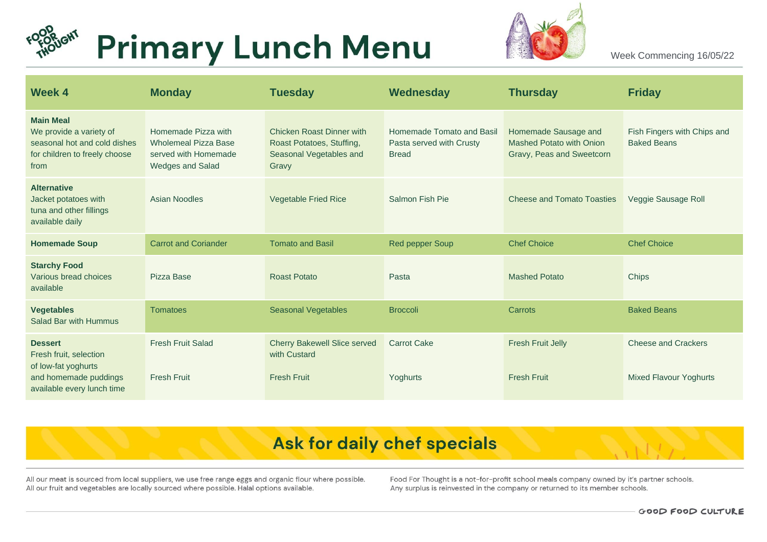FOOD FOR THOUGHT

# Primary Lunch Menu

Week Commencing 16/05/22

| Week 4 | Monday | Tuesday | Wednesday | Thursday | Friday |
|---|---|---|---|---|---|
| **Main Meal** We provide a variety of seasonal hot and cold dishes for children to freely choose from | Homemade Pizza with Wholemeal Pizza Base served with Homemade Wedges and Salad | Chicken Roast Dinner with Roast Potatoes, Stuffing, Seasonal Vegetables and Gravy | Homemade Tomato and Basil Pasta served with Crusty Bread | Homemade Sausage and Mashed Potato with Onion Gravy, Peas and Sweetcorn | Fish Fingers with Chips and Baked Beans |
| **Alternative** Jacket potatoes with tuna and other fillings available daily | Asian Noodles | Vegetable Fried Rice | Salmon Fish Pie | Cheese and Tomato Toasties | Veggie Sausage Roll |
| **Homemade Soup** | Carrot and Coriander | Tomato and Basil | Red pepper Soup | Chef Choice | Chef Choice |
| **Starchy Food** Various bread choices available | Pizza Base | Roast Potato | Pasta | Mashed Potato | Chips |
| **Vegetables** Salad Bar with Hummus | Tomatoes | Seasonal Vegetables | Broccoli | Carrots | Baked Beans |
| **Dessert** Fresh fruit, selection of low-fat yoghurts and homemade puddings available every lunch time | Fresh Fruit Salad<br>Fresh Fruit | Cherry Bakewell Slice served with Custard<br>Fresh Fruit | Carrot Cake<br>Yoghurts | Fresh Fruit Jelly<br>Fresh Fruit | Cheese and Crackers<br>Mixed Flavour Yoghurts |

## Ask for daily chef specials

All our meat is sourced from local suppliers, we use free range eggs and organic flour where possible. All our fruit and vegetables are locally sourced where possible. Halal options available.

Food For Thought is a not-for-profit school meals company owned by it's partner schools. Any surplus is reinvested in the company or returned to its member schools.

GOOD FOOD CULTURE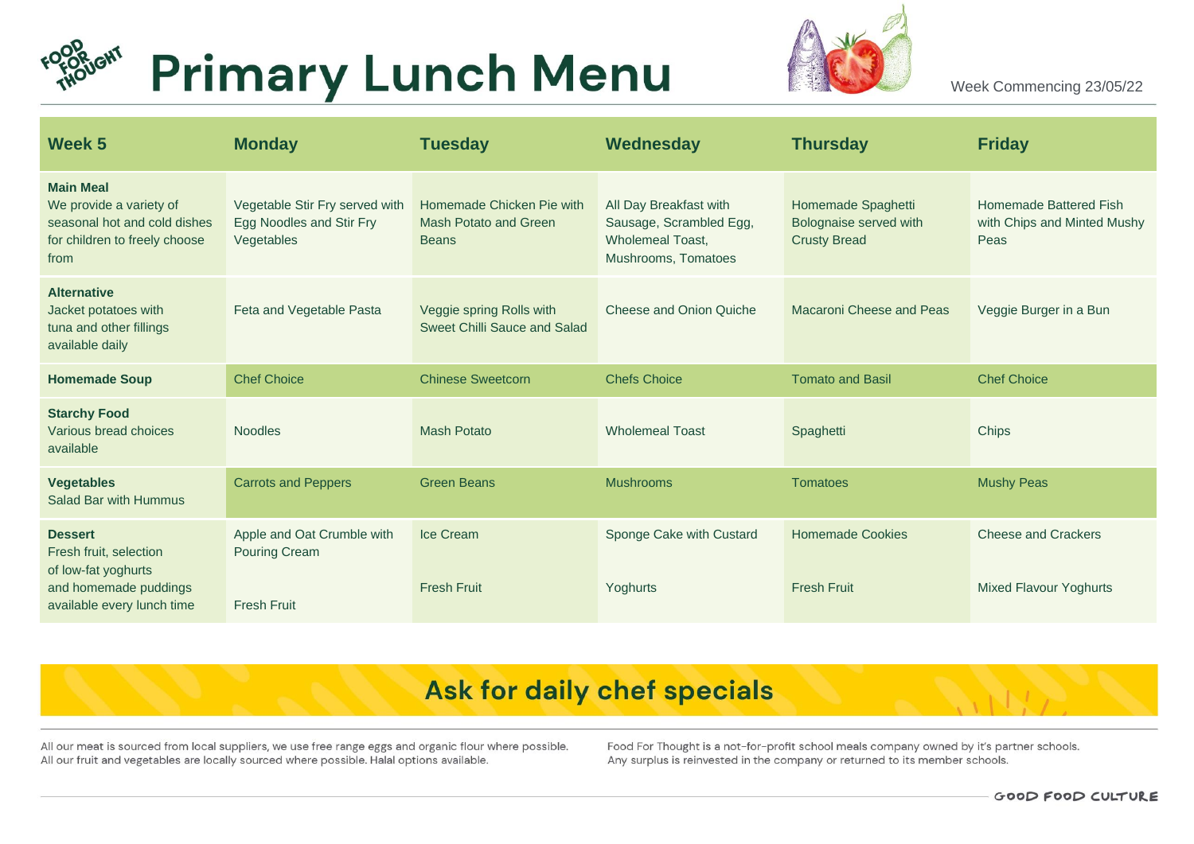FOOD FOR THOUGHT

# Primary Lunch Menu

Week Commencing 23/05/22

| Week 5 | Monday | Tuesday | Wednesday | Thursday | Friday |
| --- | --- | --- | --- | --- | --- |
| **Main Meal** We provide a variety of seasonal hot and cold dishes for children to freely choose from | Vegetable Stir Fry served with Egg Noodles and Stir Fry Vegetables | Homemade Chicken Pie with Mash Potato and Green Beans | All Day Breakfast with Sausage, Scrambled Egg, Wholemeal Toast, Mushrooms, Tomatoes | Homemade Spaghetti Bolognaise served with Crusty Bread | Homemade Battered Fish with Chips and Minted Mushy Peas |
| **Alternative** Jacket potatoes with tuna and other fillings available daily | Feta and Vegetable Pasta | Veggie spring Rolls with Sweet Chilli Sauce and Salad | Cheese and Onion Quiche | Macaroni Cheese and Peas | Veggie Burger in a Bun |
| **Homemade Soup** | Chef Choice | Chinese Sweetcorn | Chefs Choice | Tomato and Basil | Chef Choice |
| **Starchy Food** Various bread choices available | Noodles | Mash Potato | Wholemeal Toast | Spaghetti | Chips |
| **Vegetables** Salad Bar with Hummus | Carrots and Peppers | Green Beans | Mushrooms | Tomatoes | Mushy Peas |
| **Dessert** Fresh fruit, selection of low-fat yoghurts and homemade puddings available every lunch time | Apple and Oat Crumble with Pouring Cream<br><br>Fresh Fruit | Ice Cream<br><br>Fresh Fruit | Sponge Cake with Custard<br><br>Yoghurts | Homemade Cookies<br><br>Fresh Fruit | Cheese and Crackers<br><br>Mixed Flavour Yoghurts |

## Ask for daily chef specials

All our meat is sourced from local suppliers, we use free range eggs and organic flour where possible. All our fruit and vegetables are locally sourced where possible. Halal options available.

Food For Thought is a not-for-profit school meals company owned by it's partner schools. Any surplus is reinvested in the company or returned to its member schools.

GOOD FOOD CULTURE